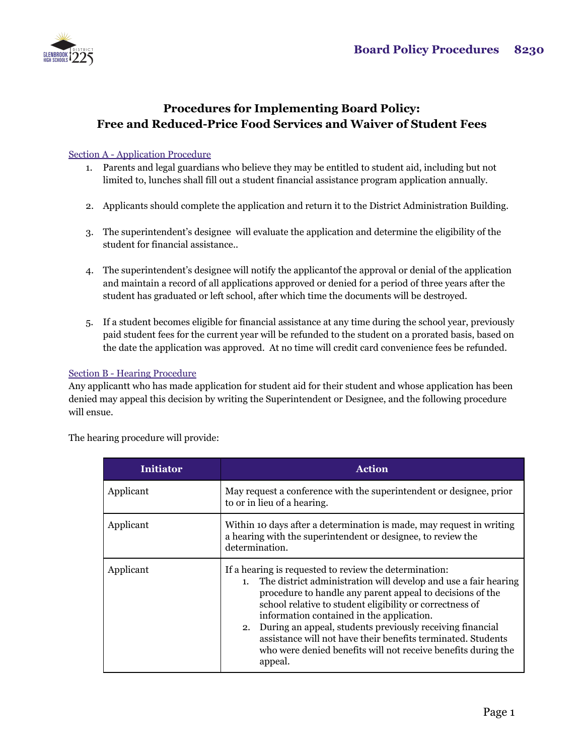# Procedures for Implementing Board Policy: Free and Reduced-Price Food Services and Waiver of Student Fees

## Section A - Application Procedure

1. Parents and legal guardians who believe they may be entitled to student aid, including but not limited to, lunches shall fill out a student financial assistance program application annually.

2. Applicants should complete the application and return it to the District Administration Building.

3. The superintendent's designee will evaluate the application and determine the eligibility of the student for financial assistance..

4. The superintendent's designee will notify the applicantof the approval or denial of the application and maintain a record of all applications approved or denied for a period of three years after the student has graduated or left school, after which time the documents will be destroyed.

5. If a student becomes eligible for financial assistance at any time during the school year, previously paid student fees for the current year will be refunded to the student on a prorated basis, based on the date the application was approved. At no time will credit card convenience fees be refunded.

## Section B - Hearing Procedure

Any applicantt who has made application for student aid for their student and whose application has been denied may appeal this decision by writing the Superintendent or Designee, and the following procedure will ensue.

The hearing procedure will provide:

| Initiator | Action |
| --- | --- |
| Applicant | May request a conference with the superintendent or designee, prior to or in lieu of a hearing. |
| Applicant | Within 10 days after a determination is made, may request in writing a hearing with the superintendent or designee, to review the determination. |
| Applicant | If a hearing is requested to review the determination:<br>1. The district administration will develop and use a fair hearing procedure to handle any parent appeal to decisions of the school relative to student eligibility or correctness of information contained in the application.<br>2. During an appeal, students previously receiving financial assistance will not have their benefits terminated. Students who were denied benefits will not receive benefits during the appeal. |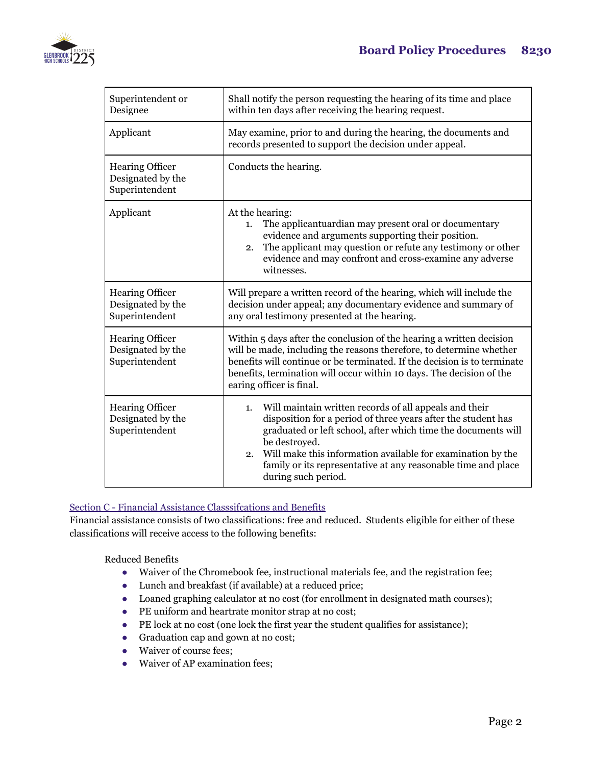| | |
|---|---|
| Superintendent or Designee | Shall notify the person requesting the hearing of its time and place within ten days after receiving the hearing request. |
| Applicant | May examine, prior to and during the hearing, the documents and records presented to support the decision under appeal. |
| Hearing Officer Designated by the Superintendent | Conducts the hearing. |
| Applicant | At the hearing:<br>1. The applicantuardian may present oral or documentary evidence and arguments supporting their position.<br>2. The applicant may question or refute any testimony or other evidence and may confront and cross-examine any adverse witnesses. |
| Hearing Officer Designated by the Superintendent | Will prepare a written record of the hearing, which will include the decision under appeal; any documentary evidence and summary of any oral testimony presented at the hearing. |
| Hearing Officer Designated by the Superintendent | Within 5 days after the conclusion of the hearing a written decision will be made, including the reasons therefore, to determine whether benefits will continue or be terminated. If the decision is to terminate benefits, termination will occur within 10 days. The decision of the earing officer is final. |
| Hearing Officer Designated by the Superintendent | 1. Will maintain written records of all appeals and their disposition for a period of three years after the student has graduated or left school, after which time the documents will be destroyed.<br>2. Will make this information available for examination by the family or its representative at any reasonable time and place during such period. |

Section C - Financial Assistance Classsifcations and Benefits

Financial assistance consists of two classifications: free and reduced. Students eligible for either of these classifications will receive access to the following benefits:

Reduced Benefits

- Waiver of the Chromebook fee, instructional materials fee, and the registration fee;
- Lunch and breakfast (if available) at a reduced price;
- Loaned graphing calculator at no cost (for enrollment in designated math courses);
- PE uniform and heartrate monitor strap at no cost;
- PE lock at no cost (one lock the first year the student qualifies for assistance);
- Graduation cap and gown at no cost;
- Waiver of course fees;
- Waiver of AP examination fees;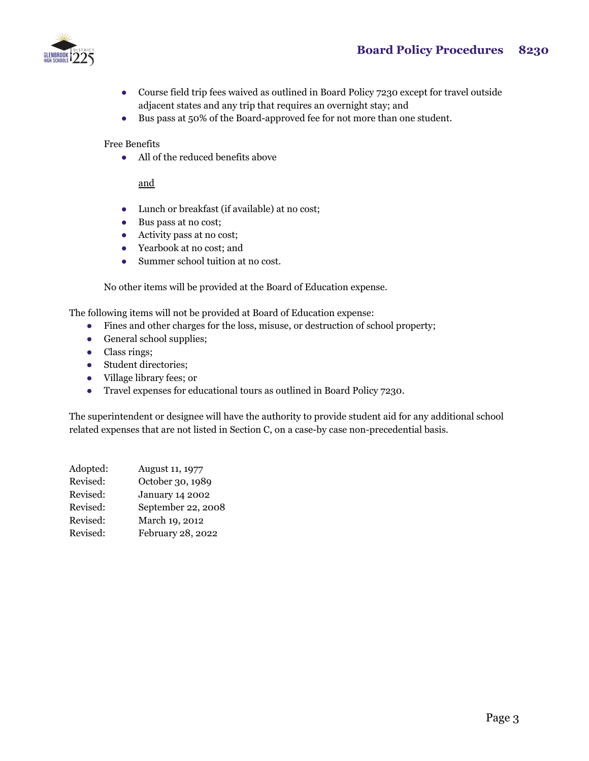- Course field trip fees waived as outlined in Board Policy 7230 except for travel outside adjacent states and any trip that requires an overnight stay; and
- Bus pass at 50% of the Board-approved fee for not more than one student.

Free Benefits

- All of the reduced benefits above

  and

- Lunch or breakfast (if available) at no cost;
- Bus pass at no cost;
- Activity pass at no cost;
- Yearbook at no cost; and
- Summer school tuition at no cost.

No other items will be provided at the Board of Education expense.

The following items will not be provided at Board of Education expense:

- Fines and other charges for the loss, misuse, or destruction of school property;
- General school supplies;
- Class rings;
- Student directories;
- Village library fees; or
- Travel expenses for educational tours as outlined in Board Policy 7230.

The superintendent or designee will have the authority to provide student aid for any additional school related expenses that are not listed in Section C, on a case-by case non-precedential basis.

| | |
|---|---|
| Adopted: | August 11, 1977 |
| Revised: | October 30, 1989 |
| Revised: | January 14 2002 |
| Revised: | September 22, 2008 |
| Revised: | March 19, 2012 |
| Revised: | February 28, 2022 |